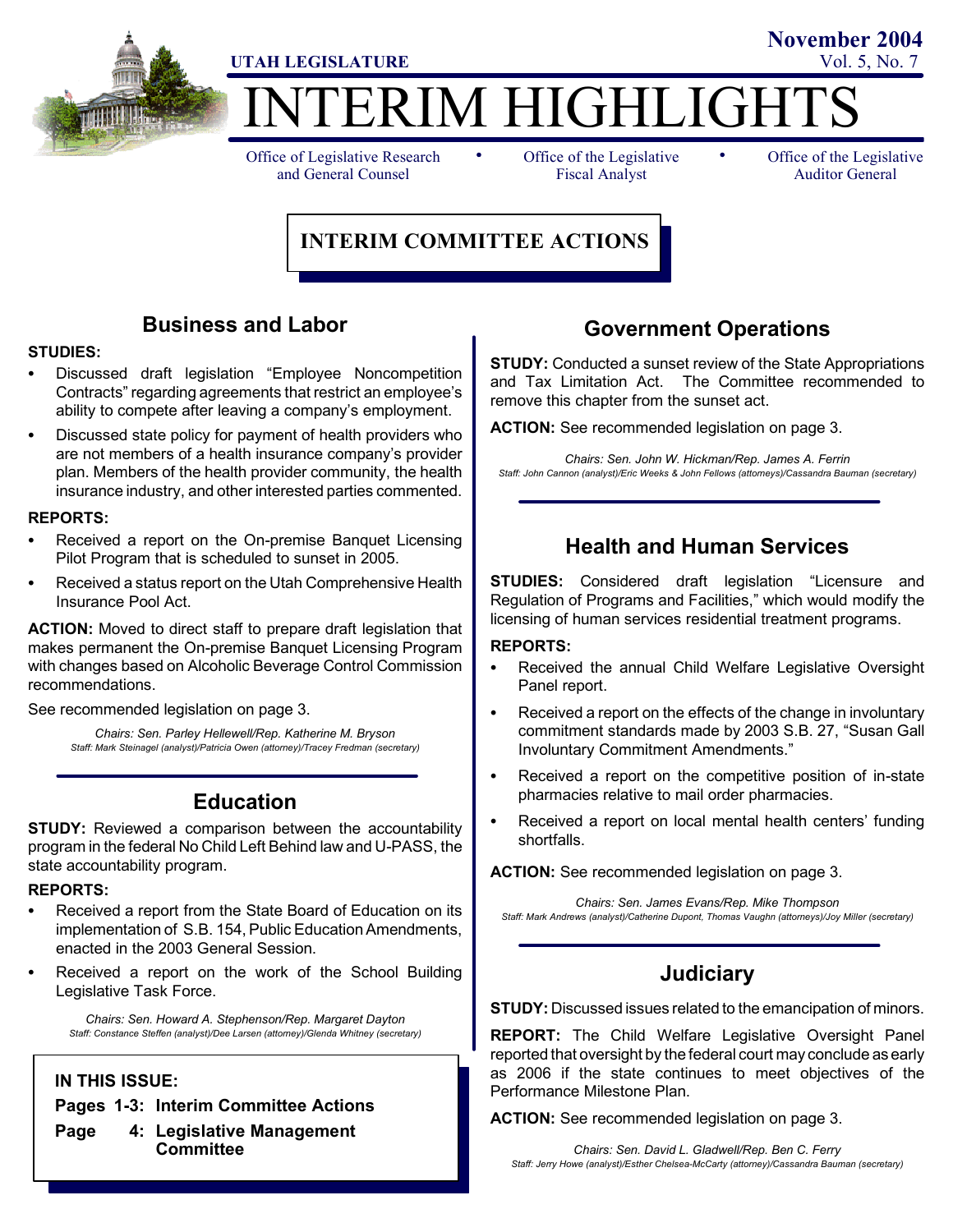UTAH LEGISLATURE

November 2004
Vol. 5, No. 7

# INTERIM HIGHLIGHTS

Office of Legislative Research and General Counsel • Office of the Legislative Fiscal Analyst • Office of the Legislative Auditor General

## INTERIM COMMITTEE ACTIONS

### Business and Labor

**STUDIES:**

- Discussed draft legislation "Employee Noncompetition Contracts" regarding agreements that restrict an employee's ability to compete after leaving a company's employment.
- Discussed state policy for payment of health providers who are not members of a health insurance company's provider plan. Members of the health provider community, the health insurance industry, and other interested parties commented.

**REPORTS:**

- Received a report on the On-premise Banquet Licensing Pilot Program that is scheduled to sunset in 2005.
- Received a status report on the Utah Comprehensive Health Insurance Pool Act.

**ACTION:** Moved to direct staff to prepare draft legislation that makes permanent the On-premise Banquet Licensing Program with changes based on Alcoholic Beverage Control Commission recommendations.

See recommended legislation on page 3.

*Chairs: Sen. Parley Hellewell/Rep. Katherine M. Bryson*
*Staff: Mark Steinagel (analyst)/Patricia Owen (attorney)/Tracey Fredman (secretary)*

### Education

**STUDY:** Reviewed a comparison between the accountability program in the federal No Child Left Behind law and U-PASS, the state accountability program.

**REPORTS:**

- Received a report from the State Board of Education on its implementation of S.B. 154, Public Education Amendments, enacted in the 2003 General Session.
- Received a report on the work of the School Building Legislative Task Force.

*Chairs: Sen. Howard A. Stephenson/Rep. Margaret Dayton*
*Staff: Constance Steffen (analyst)/Dee Larsen (attorney)/Glenda Whitney (secretary)*

**IN THIS ISSUE:**

**Pages 1-3: Interim Committee Actions**
**Page 4: Legislative Management Committee**

### Government Operations

**STUDY:** Conducted a sunset review of the State Appropriations and Tax Limitation Act. The Committee recommended to remove this chapter from the sunset act.

**ACTION:** See recommended legislation on page 3.

*Chairs: Sen. John W. Hickman/Rep. James A. Ferrin*
*Staff: John Cannon (analyst)/Eric Weeks & John Fellows (attorneys)/Cassandra Bauman (secretary)*

### Health and Human Services

**STUDIES:** Considered draft legislation "Licensure and Regulation of Programs and Facilities," which would modify the licensing of human services residential treatment programs.

**REPORTS:**

- Received the annual Child Welfare Legislative Oversight Panel report.
- Received a report on the effects of the change in involuntary commitment standards made by 2003 S.B. 27, "Susan Gall Involuntary Commitment Amendments."
- Received a report on the competitive position of in-state pharmacies relative to mail order pharmacies.
- Received a report on local mental health centers' funding shortfalls.

**ACTION:** See recommended legislation on page 3.

*Chairs: Sen. James Evans/Rep. Mike Thompson*
*Staff: Mark Andrews (analyst)/Catherine Dupont, Thomas Vaughn (attorneys)/Joy Miller (secretary)*

### Judiciary

**STUDY:** Discussed issues related to the emancipation of minors.

**REPORT:** The Child Welfare Legislative Oversight Panel reported that oversight by the federal court may conclude as early as 2006 if the state continues to meet objectives of the Performance Milestone Plan.

**ACTION:** See recommended legislation on page 3.

*Chairs: Sen. David L. Gladwell/Rep. Ben C. Ferry*
*Staff: Jerry Howe (analyst)/Esther Chelsea-McCarty (attorney)/Cassandra Bauman (secretary)*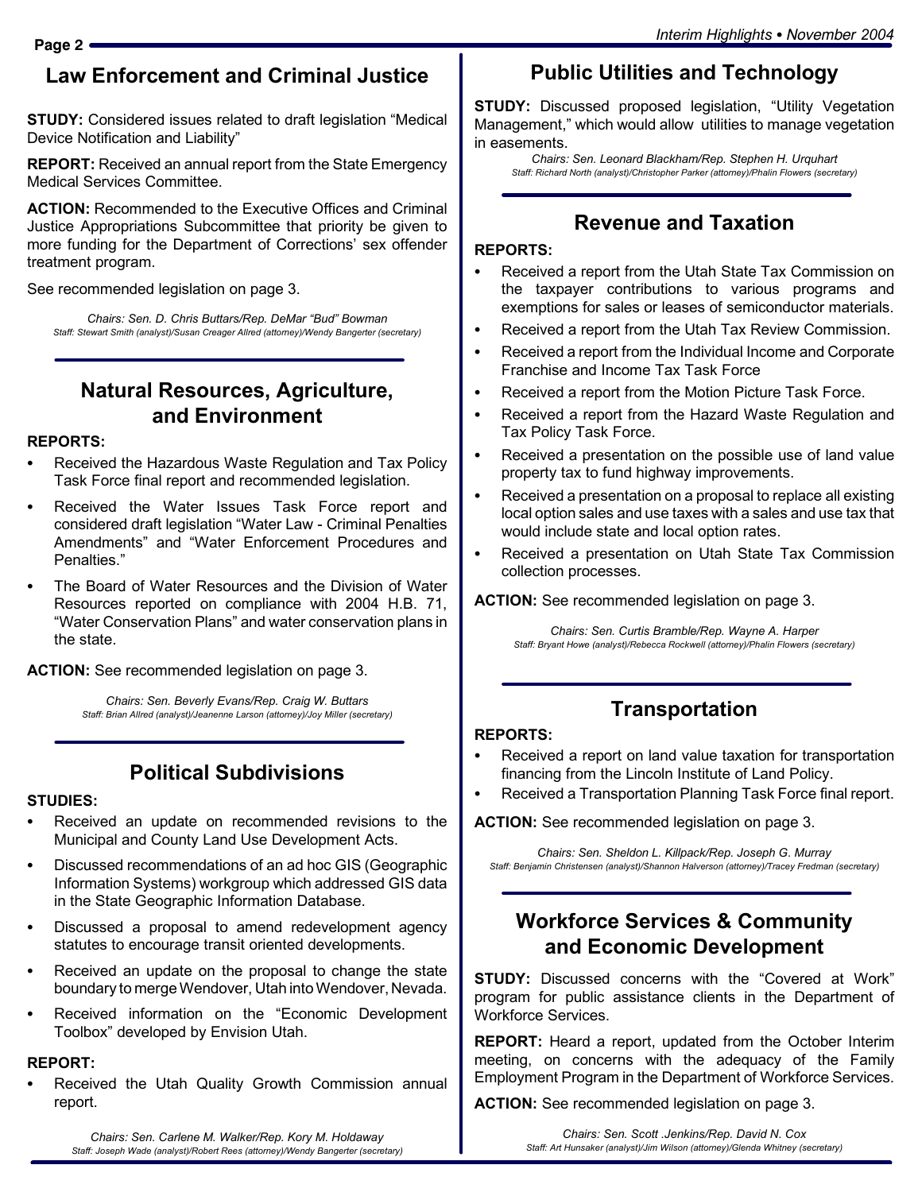## Law Enforcement and Criminal Justice

**STUDY:** Considered issues related to draft legislation "Medical Device Notification and Liability"

**REPORT:** Received an annual report from the State Emergency Medical Services Committee.

**ACTION:** Recommended to the Executive Offices and Criminal Justice Appropriations Subcommittee that priority be given to more funding for the Department of Corrections' sex offender treatment program.

See recommended legislation on page 3.

*Chairs: Sen. D. Chris Buttars/Rep. DeMar "Bud" Bowman*
*Staff: Stewart Smith (analyst)/Susan Creager Allred (attorney)/Wendy Bangerter (secretary)*

## Natural Resources, Agriculture, and Environment

**REPORTS:**

- Received the Hazardous Waste Regulation and Tax Policy Task Force final report and recommended legislation.
- Received the Water Issues Task Force report and considered draft legislation "Water Law - Criminal Penalties Amendments" and "Water Enforcement Procedures and Penalties."
- The Board of Water Resources and the Division of Water Resources reported on compliance with 2004 H.B. 71, "Water Conservation Plans" and water conservation plans in the state.

**ACTION:** See recommended legislation on page 3.

*Chairs: Sen. Beverly Evans/Rep. Craig W. Buttars*
*Staff: Brian Allred (analyst)/Jeanenne Larson (attorney)/Joy Miller (secretary)*

## Political Subdivisions

**STUDIES:**

- Received an update on recommended revisions to the Municipal and County Land Use Development Acts.
- Discussed recommendations of an ad hoc GIS (Geographic Information Systems) workgroup which addressed GIS data in the State Geographic Information Database.
- Discussed a proposal to amend redevelopment agency statutes to encourage transit oriented developments.
- Received an update on the proposal to change the state boundary to merge Wendover, Utah into Wendover, Nevada.
- Received information on the "Economic Development Toolbox" developed by Envision Utah.

**REPORT:**

- Received the Utah Quality Growth Commission annual report.

*Chairs: Sen. Carlene M. Walker/Rep. Kory M. Holdaway*
*Staff: Joseph Wade (analyst)/Robert Rees (attorney)/Wendy Bangerter (secretary)*

## Public Utilities and Technology

**STUDY:** Discussed proposed legislation, "Utility Vegetation Management," which would allow utilities to manage vegetation in easements.

*Chairs: Sen. Leonard Blackham/Rep. Stephen H. Urquhart*
*Staff: Richard North (analyst)/Christopher Parker (attorney)/Phalin Flowers (secretary)*

## Revenue and Taxation

**REPORTS:**

- Received a report from the Utah State Tax Commission on the taxpayer contributions to various programs and exemptions for sales or leases of semiconductor materials.
- Received a report from the Utah Tax Review Commission.
- Received a report from the Individual Income and Corporate Franchise and Income Tax Task Force
- Received a report from the Motion Picture Task Force.
- Received a report from the Hazard Waste Regulation and Tax Policy Task Force.
- Received a presentation on the possible use of land value property tax to fund highway improvements.
- Received a presentation on a proposal to replace all existing local option sales and use taxes with a sales and use tax that would include state and local option rates.
- Received a presentation on Utah State Tax Commission collection processes.

**ACTION:** See recommended legislation on page 3.

*Chairs: Sen. Curtis Bramble/Rep. Wayne A. Harper*
*Staff: Bryant Howe (analyst)/Rebecca Rockwell (attorney)/Phalin Flowers (secretary)*

## Transportation

**REPORTS:**

- Received a report on land value taxation for transportation financing from the Lincoln Institute of Land Policy.
- Received a Transportation Planning Task Force final report.

**ACTION:** See recommended legislation on page 3.

*Chairs: Sen. Sheldon L. Killpack/Rep. Joseph G. Murray*
*Staff: Benjamin Christensen (analyst)/Shannon Halverson (attorney)/Tracey Fredman (secretary)*

## Workforce Services & Community and Economic Development

**STUDY:** Discussed concerns with the "Covered at Work" program for public assistance clients in the Department of Workforce Services.

**REPORT:** Heard a report, updated from the October Interim meeting, on concerns with the adequacy of the Family Employment Program in the Department of Workforce Services.

**ACTION:** See recommended legislation on page 3.

*Chairs: Sen. Scott .Jenkins/Rep. David N. Cox*
*Staff: Art Hunsaker (analyst)/Jim Wilson (attorney)/Glenda Whitney (secretary)*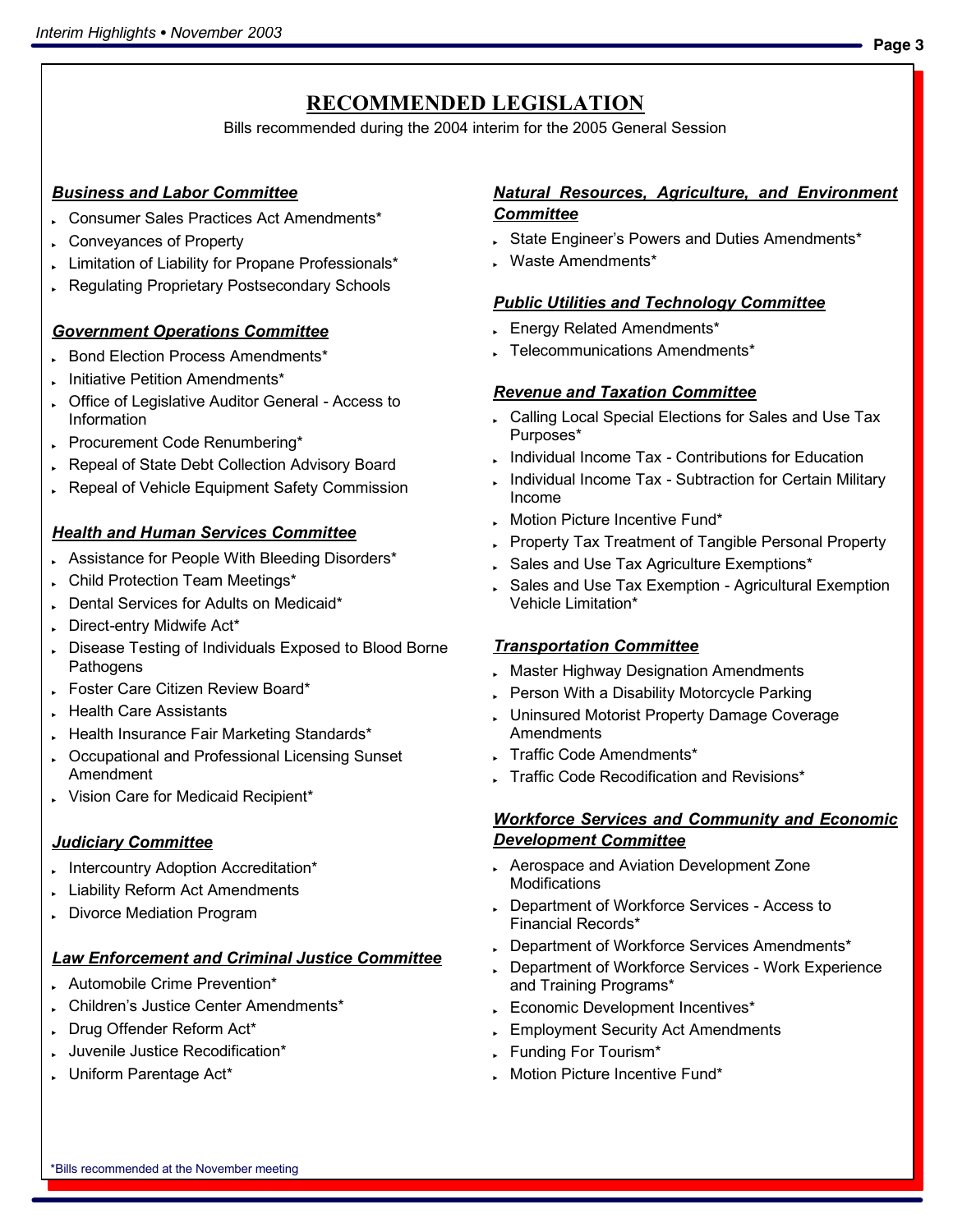# RECOMMENDED LEGISLATION

Bills recommended during the 2004 interim for the 2005 General Session

### *Business and Labor Committee*

- Consumer Sales Practices Act Amendments*
- Conveyances of Property
- Limitation of Liability for Propane Professionals*
- Regulating Proprietary Postsecondary Schools

### *Government Operations Committee*

- Bond Election Process Amendments*
- Initiative Petition Amendments*
- Office of Legislative Auditor General - Access to Information
- Procurement Code Renumbering*
- Repeal of State Debt Collection Advisory Board
- Repeal of Vehicle Equipment Safety Commission

### *Health and Human Services Committee*

- Assistance for People With Bleeding Disorders*
- Child Protection Team Meetings*
- Dental Services for Adults on Medicaid*
- Direct-entry Midwife Act*
- Disease Testing of Individuals Exposed to Blood Borne Pathogens
- Foster Care Citizen Review Board*
- Health Care Assistants
- Health Insurance Fair Marketing Standards*
- Occupational and Professional Licensing Sunset Amendment
- Vision Care for Medicaid Recipient*

### *Judiciary Committee*

- Intercountry Adoption Accreditation*
- Liability Reform Act Amendments
- Divorce Mediation Program

### *Law Enforcement and Criminal Justice Committee*

- Automobile Crime Prevention*
- Children's Justice Center Amendments*
- Drug Offender Reform Act*
- Juvenile Justice Recodification*
- Uniform Parentage Act*

### *Natural Resources, Agriculture, and Environment Committee*

- State Engineer's Powers and Duties Amendments*
- Waste Amendments*

### *Public Utilities and Technology Committee*

- Energy Related Amendments*
- Telecommunications Amendments*

### *Revenue and Taxation Committee*

- Calling Local Special Elections for Sales and Use Tax Purposes*
- Individual Income Tax - Contributions for Education
- Individual Income Tax - Subtraction for Certain Military Income
- Motion Picture Incentive Fund*
- Property Tax Treatment of Tangible Personal Property
- Sales and Use Tax Agriculture Exemptions*
- Sales and Use Tax Exemption - Agricultural Exemption Vehicle Limitation*

### *Transportation Committee*

- Master Highway Designation Amendments
- Person With a Disability Motorcycle Parking
- Uninsured Motorist Property Damage Coverage Amendments
- Traffic Code Amendments*
- Traffic Code Recodification and Revisions*

### *Workforce Services and Community and Economic Development Committee*

- Aerospace and Aviation Development Zone Modifications
- Department of Workforce Services - Access to Financial Records*
- Department of Workforce Services Amendments*
- Department of Workforce Services - Work Experience and Training Programs*
- Economic Development Incentives*
- Employment Security Act Amendments
- Funding For Tourism*
- Motion Picture Incentive Fund*

*Bills recommended at the November meeting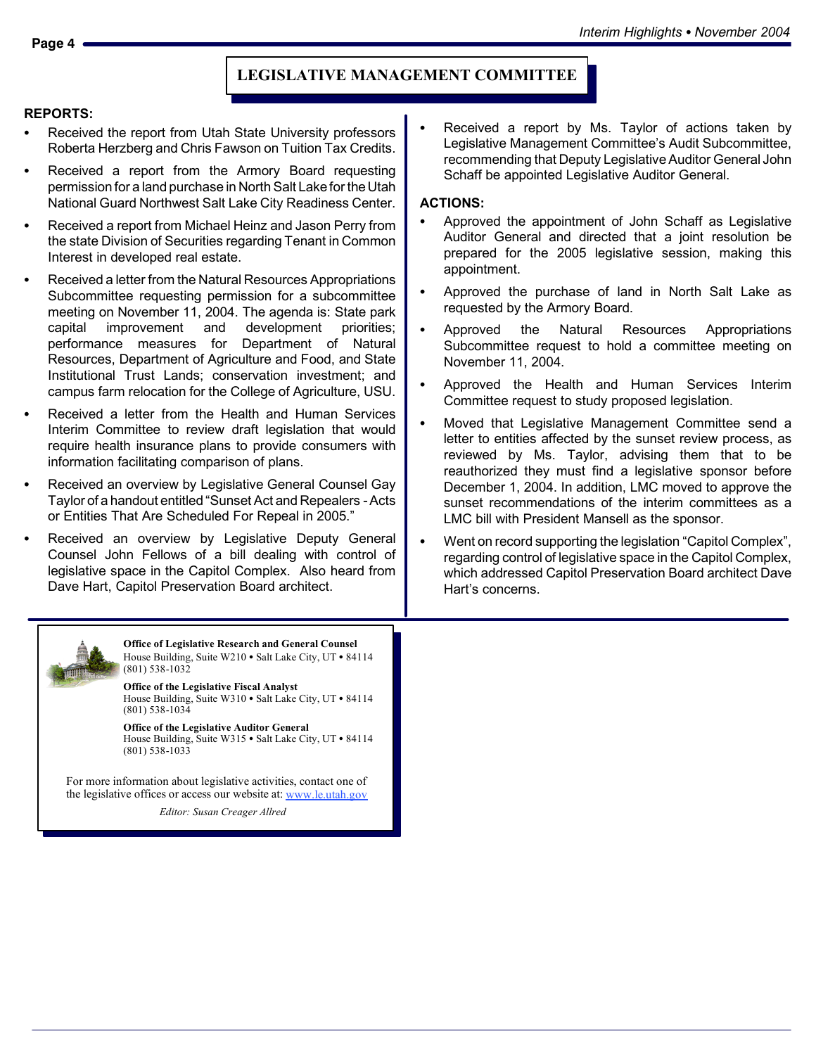## LEGISLATIVE MANAGEMENT COMMITTEE

**REPORTS:**

- Received the report from Utah State University professors Roberta Herzberg and Chris Fawson on Tuition Tax Credits.
- Received a report from the Armory Board requesting permission for a land purchase in North Salt Lake for the Utah National Guard Northwest Salt Lake City Readiness Center.
- Received a report from Michael Heinz and Jason Perry from the state Division of Securities regarding Tenant in Common Interest in developed real estate.
- Received a letter from the Natural Resources Appropriations Subcommittee requesting permission for a subcommittee meeting on November 11, 2004. The agenda is: State park capital improvement and development priorities; performance measures for Department of Natural Resources, Department of Agriculture and Food, and State Institutional Trust Lands; conservation investment; and campus farm relocation for the College of Agriculture, USU.
- Received a letter from the Health and Human Services Interim Committee to review draft legislation that would require health insurance plans to provide consumers with information facilitating comparison of plans.
- Received an overview by Legislative General Counsel Gay Taylor of a handout entitled "Sunset Act and Repealers - Acts or Entities That Are Scheduled For Repeal in 2005."
- Received an overview by Legislative Deputy General Counsel John Fellows of a bill dealing with control of legislative space in the Capitol Complex. Also heard from Dave Hart, Capitol Preservation Board architect.
- Received a report by Ms. Taylor of actions taken by Legislative Management Committee's Audit Subcommittee, recommending that Deputy Legislative Auditor General John Schaff be appointed Legislative Auditor General.

**ACTIONS:**

- Approved the appointment of John Schaff as Legislative Auditor General and directed that a joint resolution be prepared for the 2005 legislative session, making this appointment.
- Approved the purchase of land in North Salt Lake as requested by the Armory Board.
- Approved the Natural Resources Appropriations Subcommittee request to hold a committee meeting on November 11, 2004.
- Approved the Health and Human Services Interim Committee request to study proposed legislation.
- Moved that Legislative Management Committee send a letter to entities affected by the sunset review process, as reviewed by Ms. Taylor, advising them that to be reauthorized they must find a legislative sponsor before December 1, 2004. In addition, LMC moved to approve the sunset recommendations of the interim committees as a LMC bill with President Mansell as the sponsor.
- Went on record supporting the legislation "Capitol Complex", regarding control of legislative space in the Capitol Complex, which addressed Capitol Preservation Board architect Dave Hart's concerns.

---

**Office of Legislative Research and General Counsel**
House Building, Suite W210 • Salt Lake City, UT • 84114
(801) 538-1032

**Office of the Legislative Fiscal Analyst**
House Building, Suite W310 • Salt Lake City, UT • 84114
(801) 538-1034

**Office of the Legislative Auditor General**
House Building, Suite W315 • Salt Lake City, UT • 84114
(801) 538-1033

For more information about legislative activities, contact one of the legislative offices or access our website at: www.le.utah.gov

*Editor: Susan Creager Allred*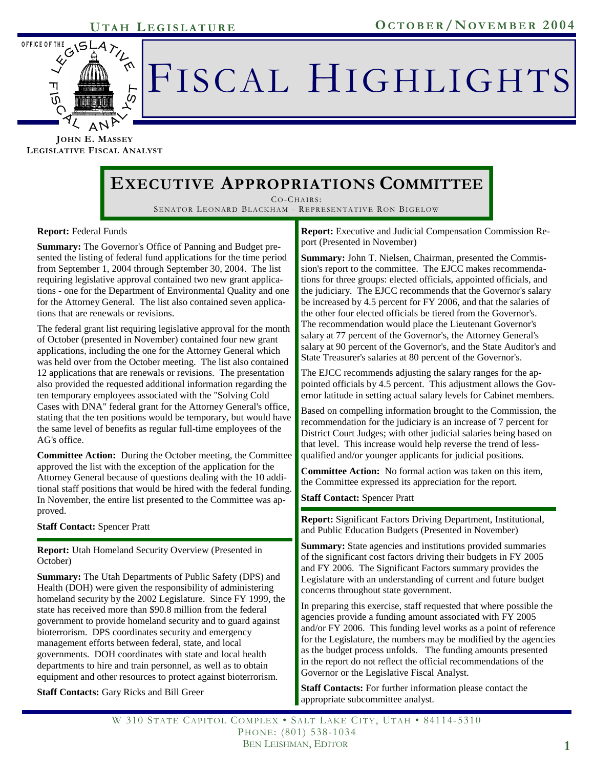# Fiscal Highlights

**John E. Massey**
**Legislative Fiscal Analyst**

## Executive Appropriations Committee

Co-Chairs:
Senator Leonard Blackham - Representative Ron Bigelow

**Report:** Federal Funds

**Summary:** The Governor's Office of Panning and Budget presented the listing of federal fund applications for the time period from September 1, 2004 through September 30, 2004. The list requiring legislative approval contained two new grant applications - one for the Department of Environmental Quality and one for the Attorney General. The list also contained seven applications that are renewals or revisions.

The federal grant list requiring legislative approval for the month of October (presented in November) contained four new grant applications, including the one for the Attorney General which was held over from the October meeting. The list also contained 12 applications that are renewals or revisions. The presentation also provided the requested additional information regarding the ten temporary employees associated with the "Solving Cold Cases with DNA" federal grant for the Attorney General's office, stating that the ten positions would be temporary, but would have the same level of benefits as regular full-time employees of the AG's office.

**Committee Action:** During the October meeting, the Committee approved the list with the exception of the application for the Attorney General because of questions dealing with the 10 additional staff positions that would be hired with the federal funding. In November, the entire list presented to the Committee was approved.

**Staff Contact:** Spencer Pratt

**Report:** Utah Homeland Security Overview (Presented in October)

**Summary:** The Utah Departments of Public Safety (DPS) and Health (DOH) were given the responsibility of administering homeland security by the 2002 Legislature. Since FY 1999, the state has received more than $90.8 million from the federal government to provide homeland security and to guard against bioterrorism. DPS coordinates security and emergency management efforts between federal, state, and local governments. DOH coordinates with state and local health departments to hire and train personnel, as well as to obtain equipment and other resources to protect against bioterrorism.

**Staff Contacts:** Gary Ricks and Bill Greer

**Report:** Executive and Judicial Compensation Commission Report (Presented in November)

**Summary:** John T. Nielsen, Chairman, presented the Commission's report to the committee. The EJCC makes recommendations for three groups: elected officials, appointed officials, and the judiciary. The EJCC recommends that the Governor's salary be increased by 4.5 percent for FY 2006, and that the salaries of the other four elected officials be tiered from the Governor's. The recommendation would place the Lieutenant Governor's salary at 77 percent of the Governor's, the Attorney General's salary at 90 percent of the Governor's, and the State Auditor's and State Treasurer's salaries at 80 percent of the Governor's.

The EJCC recommends adjusting the salary ranges for the appointed officials by 4.5 percent. This adjustment allows the Governor latitude in setting actual salary levels for Cabinet members.

Based on compelling information brought to the Commission, the recommendation for the judiciary is an increase of 7 percent for District Court Judges; with other judicial salaries being based on that level. This increase would help reverse the trend of less-qualified and/or younger applicants for judicial positions.

**Committee Action:** No formal action was taken on this item, the Committee expressed its appreciation for the report.

**Staff Contact:** Spencer Pratt

**Report:** Significant Factors Driving Department, Institutional, and Public Education Budgets (Presented in November)

**Summary:** State agencies and institutions provided summaries of the significant cost factors driving their budgets in FY 2005 and FY 2006. The Significant Factors summary provides the Legislature with an understanding of current and future budget concerns throughout state government.

In preparing this exercise, staff requested that where possible the agencies provide a funding amount associated with FY 2005 and/or FY 2006. This funding level works as a point of reference for the Legislature, the numbers may be modified by the agencies as the budget process unfolds. The funding amounts presented in the report do not reflect the official recommendations of the Governor or the Legislative Fiscal Analyst.

**Staff Contacts:** For further information please contact the appropriate subcommittee analyst.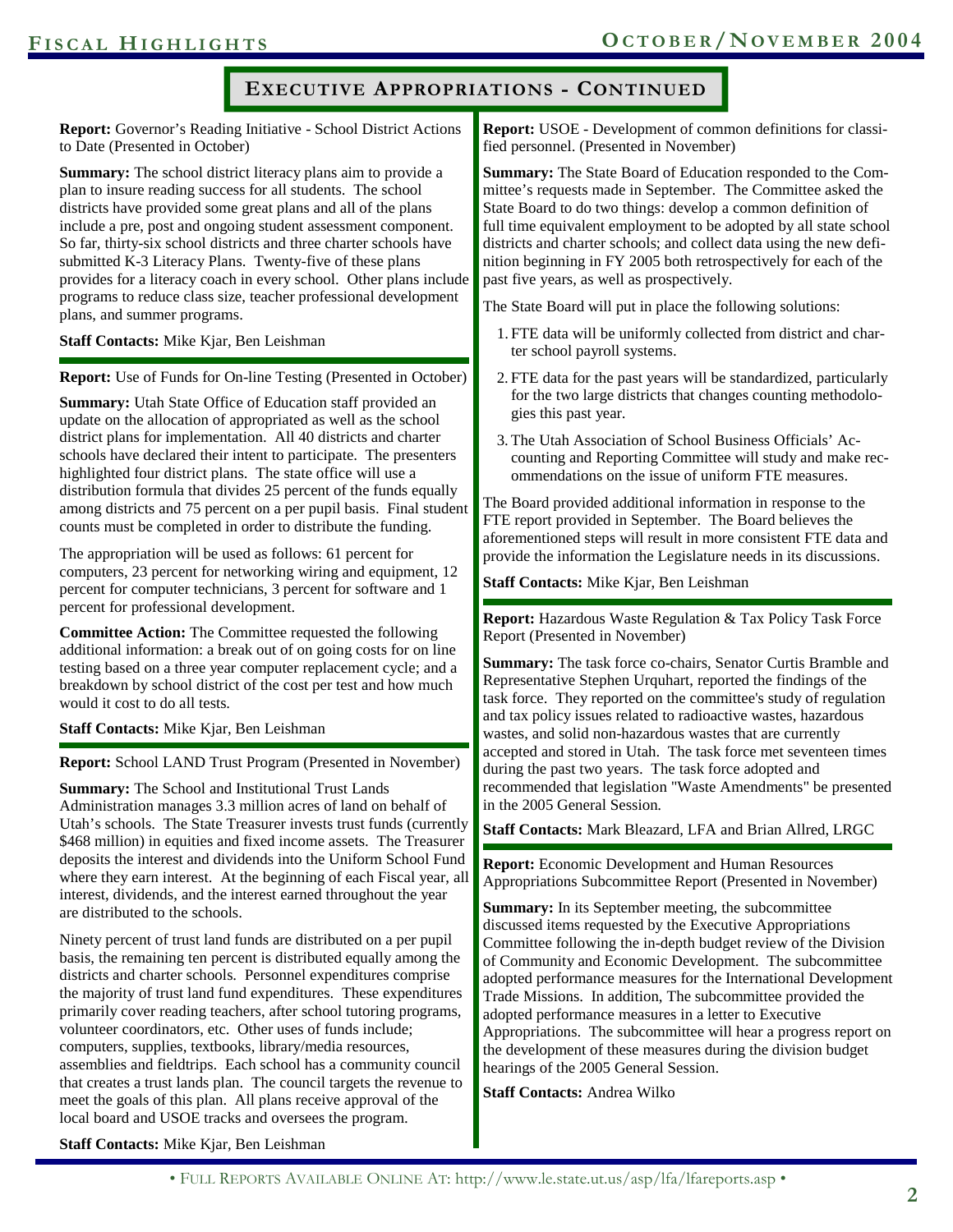## Executive Appropriations - Continued

**Report:** Governor's Reading Initiative - School District Actions to Date (Presented in October)

**Summary:** The school district literacy plans aim to provide a plan to insure reading success for all students. The school districts have provided some great plans and all of the plans include a pre, post and ongoing student assessment component. So far, thirty-six school districts and three charter schools have submitted K-3 Literacy Plans. Twenty-five of these plans provides for a literacy coach in every school. Other plans include programs to reduce class size, teacher professional development plans, and summer programs.

**Staff Contacts:** Mike Kjar, Ben Leishman

---

**Report:** Use of Funds for On-line Testing (Presented in October)

**Summary:** Utah State Office of Education staff provided an update on the allocation of appropriated as well as the school district plans for implementation. All 40 districts and charter schools have declared their intent to participate. The presenters highlighted four district plans. The state office will use a distribution formula that divides 25 percent of the funds equally among districts and 75 percent on a per pupil basis. Final student counts must be completed in order to distribute the funding.

The appropriation will be used as follows: 61 percent for computers, 23 percent for networking wiring and equipment, 12 percent for computer technicians, 3 percent for software and 1 percent for professional development.

**Committee Action:** The Committee requested the following additional information: a break out of on going costs for on line testing based on a three year computer replacement cycle; and a breakdown by school district of the cost per test and how much would it cost to do all tests.

**Staff Contacts:** Mike Kjar, Ben Leishman

---

**Report:** School LAND Trust Program (Presented in November)

**Summary:** The School and Institutional Trust Lands Administration manages 3.3 million acres of land on behalf of Utah's schools. The State Treasurer invests trust funds (currently $468 million) in equities and fixed income assets. The Treasurer deposits the interest and dividends into the Uniform School Fund where they earn interest. At the beginning of each Fiscal year, all interest, dividends, and the interest earned throughout the year are distributed to the schools.

Ninety percent of trust land funds are distributed on a per pupil basis, the remaining ten percent is distributed equally among the districts and charter schools. Personnel expenditures comprise the majority of trust land fund expenditures. These expenditures primarily cover reading teachers, after school tutoring programs, volunteer coordinators, etc. Other uses of funds include; computers, supplies, textbooks, library/media resources, assemblies and fieldtrips. Each school has a community council that creates a trust lands plan. The council targets the revenue to meet the goals of this plan. All plans receive approval of the local board and USOE tracks and oversees the program.

**Staff Contacts:** Mike Kjar, Ben Leishman

---

**Report:** USOE - Development of common definitions for classified personnel. (Presented in November)

**Summary:** The State Board of Education responded to the Committee's requests made in September. The Committee asked the State Board to do two things: develop a common definition of full time equivalent employment to be adopted by all state school districts and charter schools; and collect data using the new definition beginning in FY 2005 both retrospectively for each of the past five years, as well as prospectively.

The State Board will put in place the following solutions:

1. FTE data will be uniformly collected from district and charter school payroll systems.
2. FTE data for the past years will be standardized, particularly for the two large districts that changes counting methodologies this past year.
3. The Utah Association of School Business Officials' Accounting and Reporting Committee will study and make recommendations on the issue of uniform FTE measures.

The Board provided additional information in response to the FTE report provided in September. The Board believes the aforementioned steps will result in more consistent FTE data and provide the information the Legislature needs in its discussions.

**Staff Contacts:** Mike Kjar, Ben Leishman

---

**Report:** Hazardous Waste Regulation & Tax Policy Task Force Report (Presented in November)

**Summary:** The task force co-chairs, Senator Curtis Bramble and Representative Stephen Urquhart, reported the findings of the task force. They reported on the committee's study of regulation and tax policy issues related to radioactive wastes, hazardous wastes, and solid non-hazardous wastes that are currently accepted and stored in Utah. The task force met seventeen times during the past two years. The task force adopted and recommended that legislation "Waste Amendments" be presented in the 2005 General Session.

**Staff Contacts:** Mark Bleazard, LFA and Brian Allred, LRGC

---

**Report:** Economic Development and Human Resources Appropriations Subcommittee Report (Presented in November)

**Summary:** In its September meeting, the subcommittee discussed items requested by the Executive Appropriations Committee following the in-depth budget review of the Division of Community and Economic Development. The subcommittee adopted performance measures for the International Development Trade Missions. In addition, The subcommittee provided the adopted performance measures in a letter to Executive Appropriations. The subcommittee will hear a progress report on the development of these measures during the division budget hearings of the 2005 General Session.

**Staff Contacts:** Andrea Wilko